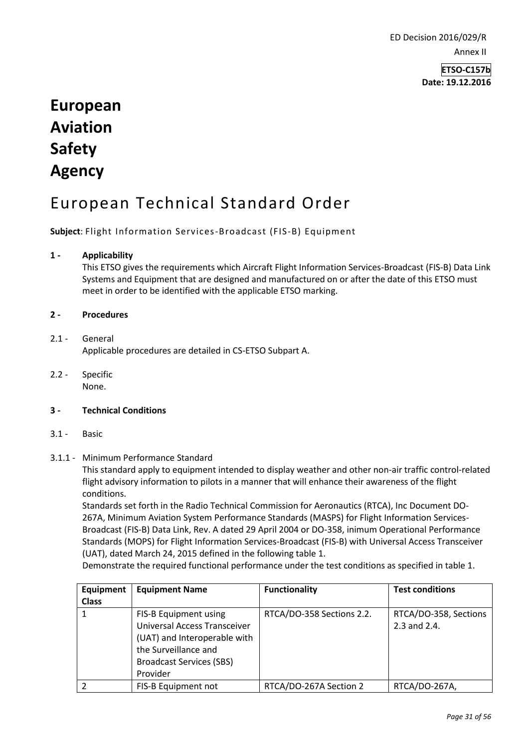ED Decision 2016/029/R

Annex II

**ETSO-C157b**
**Date: 19.12.2016**

# European Aviation Safety Agency

# European Technical Standard Order

**Subject**: Flight Information Services-Broadcast (FIS-B) Equipment

## 1 - Applicability

This ETSO gives the requirements which Aircraft Flight Information Services-Broadcast (FIS-B) Data Link Systems and Equipment that are designed and manufactured on or after the date of this ETSO must meet in order to be identified with the applicable ETSO marking.

## 2 - Procedures

2.1 - General

Applicable procedures are detailed in CS-ETSO Subpart A.

2.2 - Specific

None.

## 3 - Technical Conditions

3.1 - Basic

3.1.1 - Minimum Performance Standard

This standard apply to equipment intended to display weather and other non-air traffic control-related flight advisory information to pilots in a manner that will enhance their awareness of the flight conditions.

Standards set forth in the Radio Technical Commission for Aeronautics (RTCA), Inc Document DO-267A, Minimum Aviation System Performance Standards (MASPS) for Flight Information Services-Broadcast (FIS-B) Data Link, Rev. A dated 29 April 2004 or DO-358, inimum Operational Performance Standards (MOPS) for Flight Information Services-Broadcast (FIS-B) with Universal Access Transceiver (UAT), dated March 24, 2015 defined in the following table 1.

Demonstrate the required functional performance under the test conditions as specified in table 1.

| Equipment Class | Equipment Name | Functionality | Test conditions |
|---|---|---|---|
| 1 | FIS-B Equipment using Universal Access Transceiver (UAT) and Interoperable with the Surveillance and Broadcast Services (SBS) Provider | RTCA/DO-358 Sections 2.2. | RTCA/DO-358, Sections 2.3 and 2.4. |
| 2 | FIS-B Equipment not | RTCA/DO-267A Section 2 | RTCA/DO-267A, |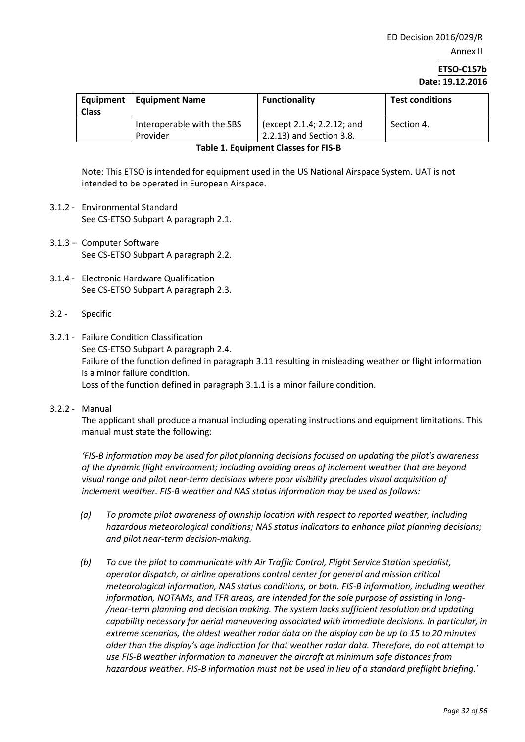| Equipment Class | Equipment Name | Functionality | Test conditions |
|---|---|---|---|
| | Interoperable with the SBS Provider | (except 2.1.4; 2.2.12; and 2.2.13) and Section 3.8. | Section 4. |

**Table 1. Equipment Classes for FIS-B**

Note: This ETSO is intended for equipment used in the US National Airspace System. UAT is not intended to be operated in European Airspace.

3.1.2 - Environmental Standard
See CS-ETSO Subpart A paragraph 2.1.

3.1.3 – Computer Software
See CS-ETSO Subpart A paragraph 2.2.

3.1.4 - Electronic Hardware Qualification
See CS-ETSO Subpart A paragraph 2.3.

3.2 - Specific

3.2.1 - Failure Condition Classification
See CS-ETSO Subpart A paragraph 2.4.
Failure of the function defined in paragraph 3.11 resulting in misleading weather or flight information is a minor failure condition.
Loss of the function defined in paragraph 3.1.1 is a minor failure condition.

3.2.2 - Manual
The applicant shall produce a manual including operating instructions and equipment limitations. This manual must state the following:

*'FIS-B information may be used for pilot planning decisions focused on updating the pilot's awareness of the dynamic flight environment; including avoiding areas of inclement weather that are beyond visual range and pilot near-term decisions where poor visibility precludes visual acquisition of inclement weather. FIS-B weather and NAS status information may be used as follows:*

*(a) To promote pilot awareness of ownship location with respect to reported weather, including hazardous meteorological conditions; NAS status indicators to enhance pilot planning decisions; and pilot near-term decision-making.*

*(b) To cue the pilot to communicate with Air Traffic Control, Flight Service Station specialist, operator dispatch, or airline operations control center for general and mission critical meteorological information, NAS status conditions, or both. FIS-B information, including weather information, NOTAMs, and TFR areas, are intended for the sole purpose of assisting in long-/near-term planning and decision making. The system lacks sufficient resolution and updating capability necessary for aerial maneuvering associated with immediate decisions. In particular, in extreme scenarios, the oldest weather radar data on the display can be up to 15 to 20 minutes older than the display's age indication for that weather radar data. Therefore, do not attempt to use FIS-B weather information to maneuver the aircraft at minimum safe distances from hazardous weather. FIS-B information must not be used in lieu of a standard preflight briefing.'*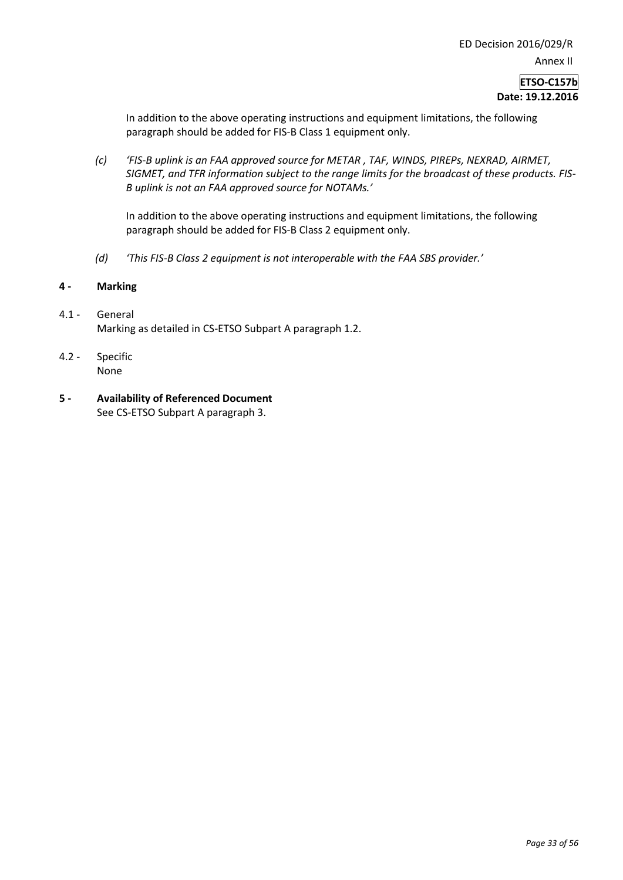In addition to the above operating instructions and equipment limitations, the following paragraph should be added for FIS-B Class 1 equipment only.

*(c) 'FIS-B uplink is an FAA approved source for METAR , TAF, WINDS, PIREPs, NEXRAD, AIRMET, SIGMET, and TFR information subject to the range limits for the broadcast of these products. FIS-B uplink is not an FAA approved source for NOTAMs.'*

In addition to the above operating instructions and equipment limitations, the following paragraph should be added for FIS-B Class 2 equipment only.

*(d) 'This FIS-B Class 2 equipment is not interoperable with the FAA SBS provider.'*

## 4 - Marking

4.1 - General
Marking as detailed in CS-ETSO Subpart A paragraph 1.2.

4.2 - Specific
None

## 5 - Availability of Referenced Document

See CS-ETSO Subpart A paragraph 3.